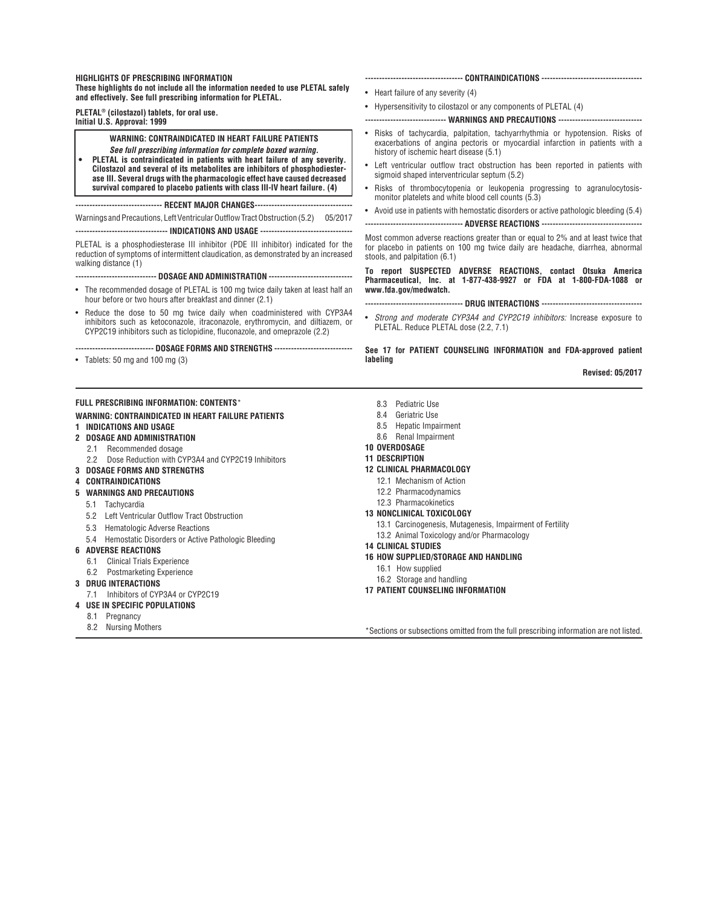**HIGHLIGHTS OF PRESCRIBING INFORMATION**

**These highlights do not include all the information needed to use PLETAL safely and effectively. See full prescribing information for PLETAL.**

**PLETAL® (cilostazol) tablets, for oral use.**
**Initial U.S. Approval: 1999**

> **WARNING: CONTRAINDICATED IN HEART FAILURE PATIENTS**
> ***See full prescribing information for complete boxed warning.***
> - **PLETAL is contraindicated in patients with heart failure of any severity. Cilostazol and several of its metabolites are inhibitors of phosphodiesterase III. Several drugs with the pharmacologic effect have caused decreased survival compared to placebo patients with class III-IV heart failure. (4)**

**RECENT MAJOR CHANGES**

Warnings and Precautions, Left Ventricular Outflow Tract Obstruction (5.2) 05/2017

**INDICATIONS AND USAGE**

PLETAL is a phosphodiesterase III inhibitor (PDE III inhibitor) indicated for the reduction of symptoms of intermittent claudication, as demonstrated by an increased walking distance (1)

**DOSAGE AND ADMINISTRATION**

- The recommended dosage of PLETAL is 100 mg twice daily taken at least half an hour before or two hours after breakfast and dinner (2.1)
- Reduce the dose to 50 mg twice daily when coadministered with CYP3A4 inhibitors such as ketoconazole, itraconazole, erythromycin, and diltiazem, or CYP2C19 inhibitors such as ticlopidine, fluconazole, and omeprazole (2.2)

**DOSAGE FORMS AND STRENGTHS**

- Tablets: 50 mg and 100 mg (3)

**CONTRAINDICATIONS**

- Heart failure of any severity (4)
- Hypersensitivity to cilostazol or any components of PLETAL (4)

**WARNINGS AND PRECAUTIONS**

- Risks of tachycardia, palpitation, tachyarrhythmia or hypotension. Risks of exacerbations of angina pectoris or myocardial infarction in patients with a history of ischemic heart disease (5.1)
- Left ventricular outflow tract obstruction has been reported in patients with sigmoid shaped interventricular septum (5.2)
- Risks of thrombocytopenia or leukopenia progressing to agranulocytosis-monitor platelets and white blood cell counts (5.3)
- Avoid use in patients with hemostatic disorders or active pathologic bleeding (5.4)

**ADVERSE REACTIONS**

Most common adverse reactions greater than or equal to 2% and at least twice that for placebo in patients on 100 mg twice daily are headache, diarrhea, abnormal stools, and palpitation (6.1)

**To report SUSPECTED ADVERSE REACTIONS, contact Otsuka America Pharmaceutical, Inc. at 1-877-438-9927 or FDA at 1-800-FDA-1088 or www.fda.gov/medwatch.**

**DRUG INTERACTIONS**

- *Strong and moderate CYP3A4 and CYP2C19 inhibitors:* Increase exposure to PLETAL. Reduce PLETAL dose (2.2, 7.1)

**See 17 for PATIENT COUNSELING INFORMATION and FDA-approved patient labeling**

**Revised: 05/2017**

**FULL PRESCRIBING INFORMATION: CONTENTS***

**WARNING: CONTRAINDICATED IN HEART FAILURE PATIENTS**

**1 INDICATIONS AND USAGE**

**2 DOSAGE AND ADMINISTRATION**
- 2.1 Recommended dosage
- 2.2 Dose Reduction with CYP3A4 and CYP2C19 Inhibitors

**3 DOSAGE FORMS AND STRENGTHS**

**4 CONTRAINDICATIONS**

**5 WARNINGS AND PRECAUTIONS**
- 5.1 Tachycardia
- 5.2 Left Ventricular Outflow Tract Obstruction
- 5.3 Hematologic Adverse Reactions
- 5.4 Hemostatic Disorders or Active Pathologic Bleeding

**6 ADVERSE REACTIONS**
- 6.1 Clinical Trials Experience
- 6.2 Postmarketing Experience

**3 DRUG INTERACTIONS**
- 7.1 Inhibitors of CYP3A4 or CYP2C19

**4 USE IN SPECIFIC POPULATIONS**
- 8.1 Pregnancy
- 8.2 Nursing Mothers
- 8.3 Pediatric Use
- 8.4 Geriatric Use
- 8.5 Hepatic Impairment
- 8.6 Renal Impairment

**10 OVERDOSAGE**

**11 DESCRIPTION**

**12 CLINICAL PHARMACOLOGY**
- 12.1 Mechanism of Action
- 12.2 Pharmacodynamics
- 12.3 Pharmacokinetics

**13 NONCLINICAL TOXICOLOGY**
- 13.1 Carcinogenesis, Mutagenesis, Impairment of Fertility
- 13.2 Animal Toxicology and/or Pharmacology

**14 CLINICAL STUDIES**

**16 HOW SUPPLIED/STORAGE AND HANDLING**
- 16.1 How supplied
- 16.2 Storage and handling

**17 PATIENT COUNSELING INFORMATION**

*Sections or subsections omitted from the full prescribing information are not listed.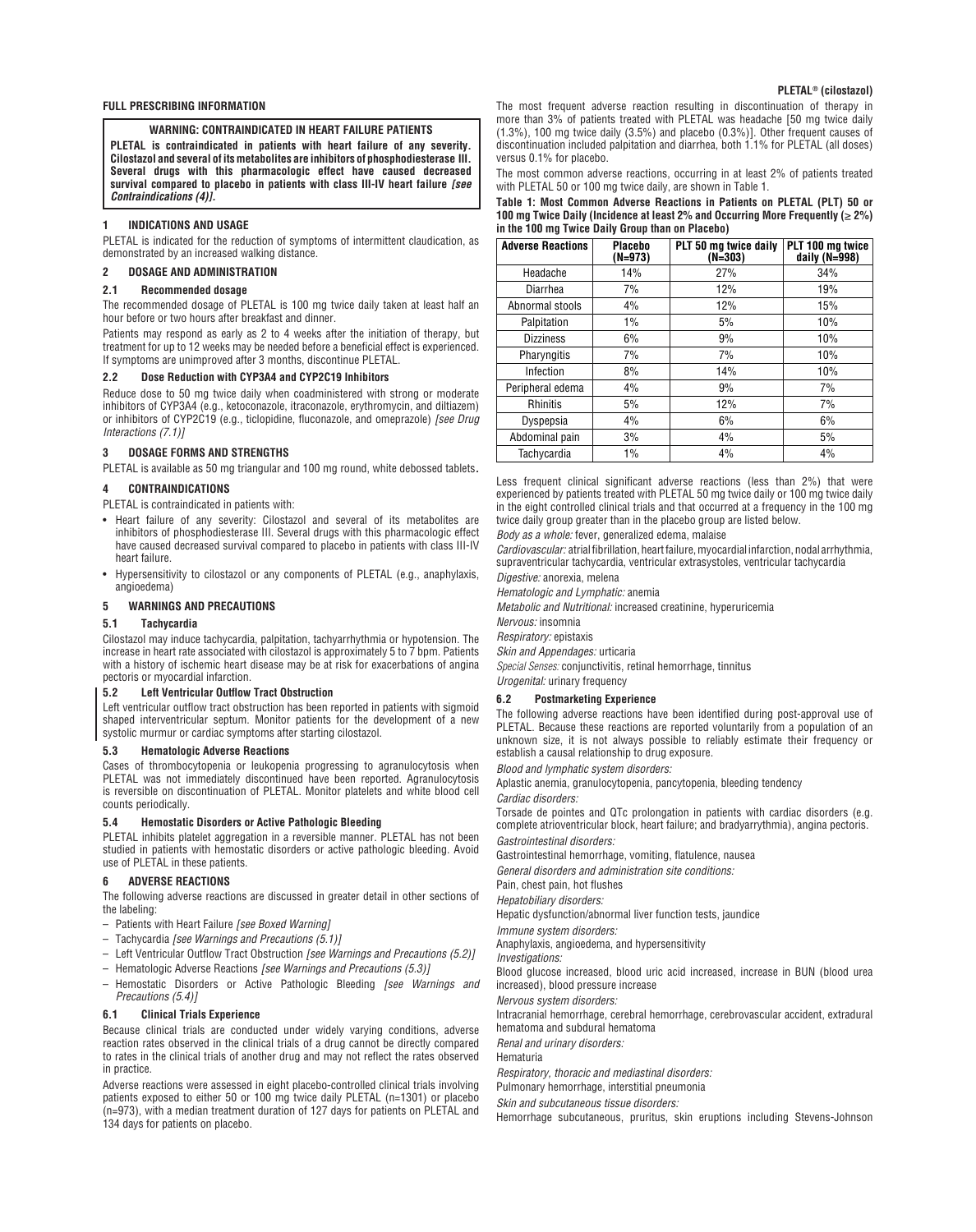## FULL PRESCRIBING INFORMATION

**WARNING: CONTRAINDICATED IN HEART FAILURE PATIENTS**

**PLETAL is contraindicated in patients with heart failure of any severity. Cilostazol and several of its metabolites are inhibitors of phosphodiesterase III. Several drugs with this pharmacologic effect have caused decreased survival compared to placebo in patients with class III-IV heart failure *[see Contraindications (4)]*.**

### 1 INDICATIONS AND USAGE

PLETAL is indicated for the reduction of symptoms of intermittent claudication, as demonstrated by an increased walking distance.

### 2 DOSAGE AND ADMINISTRATION

#### 2.1 Recommended dosage

The recommended dosage of PLETAL is 100 mg twice daily taken at least half an hour before or two hours after breakfast and dinner.

Patients may respond as early as 2 to 4 weeks after the initiation of therapy, but treatment for up to 12 weeks may be needed before a beneficial effect is experienced. If symptoms are unimproved after 3 months, discontinue PLETAL.

#### 2.2 Dose Reduction with CYP3A4 and CYP2C19 Inhibitors

Reduce dose to 50 mg twice daily when coadministered with strong or moderate inhibitors of CYP3A4 (e.g., ketoconazole, itraconazole, erythromycin, and diltiazem) or inhibitors of CYP2C19 (e.g., ticlopidine, fluconazole, and omeprazole) *[see Drug Interactions (7.1)]*

### 3 DOSAGE FORMS AND STRENGTHS

PLETAL is available as 50 mg triangular and 100 mg round, white debossed tablets.

### 4 CONTRAINDICATIONS

PLETAL is contraindicated in patients with:

- Heart failure of any severity: Cilostazol and several of its metabolites are inhibitors of phosphodiesterase III. Several drugs with this pharmacologic effect have caused decreased survival compared to placebo in patients with class III-IV heart failure.
- Hypersensitivity to cilostazol or any components of PLETAL (e.g., anaphylaxis, angioedema)

### 5 WARNINGS AND PRECAUTIONS

#### 5.1 Tachycardia

Cilostazol may induce tachycardia, palpitation, tachyarrhythmia or hypotension. The increase in heart rate associated with cilostazol is approximately 5 to 7 bpm. Patients with a history of ischemic heart disease may be at risk for exacerbations of angina pectoris or myocardial infarction.

#### 5.2 Left Ventricular Outflow Tract Obstruction

Left ventricular outflow tract obstruction has been reported in patients with sigmoid shaped interventricular septum. Monitor patients for the development of a new systolic murmur or cardiac symptoms after starting cilostazol.

#### 5.3 Hematologic Adverse Reactions

Cases of thrombocytopenia or leukopenia progressing to agranulocytosis when PLETAL was not immediately discontinued have been reported. Agranulocytosis is reversible on discontinuation of PLETAL. Monitor platelets and white blood cell counts periodically.

#### 5.4 Hemostatic Disorders or Active Pathologic Bleeding

PLETAL inhibits platelet aggregation in a reversible manner. PLETAL has not been studied in patients with hemostatic disorders or active pathologic bleeding. Avoid use of PLETAL in these patients.

### 6 ADVERSE REACTIONS

The following adverse reactions are discussed in greater detail in other sections of the labeling:

- Patients with Heart Failure *[see Boxed Warning]*
- Tachycardia *[see Warnings and Precautions (5.1)]*
- Left Ventricular Outflow Tract Obstruction *[see Warnings and Precautions (5.2)]*
- Hematologic Adverse Reactions *[see Warnings and Precautions (5.3)]*
- Hemostatic Disorders or Active Pathologic Bleeding *[see Warnings and Precautions (5.4)]*

#### 6.1 Clinical Trials Experience

Because clinical trials are conducted under widely varying conditions, adverse reaction rates observed in the clinical trials of a drug cannot be directly compared to rates in the clinical trials of another drug and may not reflect the rates observed in practice.

Adverse reactions were assessed in eight placebo-controlled clinical trials involving patients exposed to either 50 or 100 mg twice daily PLETAL (n=1301) or placebo (n=973), with a median treatment duration of 127 days for patients on PLETAL and 134 days for patients on placebo.

The most frequent adverse reaction resulting in discontinuation of therapy in more than 3% of patients treated with PLETAL was headache [50 mg twice daily (1.3%), 100 mg twice daily (3.5%) and placebo (0.3%)]. Other frequent causes of discontinuation included palpitation and diarrhea, both 1.1% for PLETAL (all doses) versus 0.1% for placebo.

The most common adverse reactions, occurring in at least 2% of patients treated with PLETAL 50 or 100 mg twice daily, are shown in Table 1.

**Table 1: Most Common Adverse Reactions in Patients on PLETAL (PLT) 50 or 100 mg Twice Daily (Incidence at least 2% and Occurring More Frequently (≥ 2%) in the 100 mg Twice Daily Group than on Placebo)**

| Adverse Reactions | Placebo (N=973) | PLT 50 mg twice daily (N=303) | PLT 100 mg twice daily (N=998) |
|---|---|---|---|
| Headache | 14% | 27% | 34% |
| Diarrhea | 7% | 12% | 19% |
| Abnormal stools | 4% | 12% | 15% |
| Palpitation | 1% | 5% | 10% |
| Dizziness | 6% | 9% | 10% |
| Pharyngitis | 7% | 7% | 10% |
| Infection | 8% | 14% | 10% |
| Peripheral edema | 4% | 9% | 7% |
| Rhinitis | 5% | 12% | 7% |
| Dyspepsia | 4% | 6% | 6% |
| Abdominal pain | 3% | 4% | 5% |
| Tachycardia | 1% | 4% | 4% |

Less frequent clinical significant adverse reactions (less than 2%) that were experienced by patients treated with PLETAL 50 mg twice daily or 100 mg twice daily in the eight controlled clinical trials and that occurred at a frequency in the 100 mg twice daily group greater than in the placebo group are listed below.

*Body as a whole:* fever, generalized edema, malaise

*Cardiovascular:* atrial fibrillation, heart failure, myocardial infarction, nodal arrhythmia, supraventricular tachycardia, ventricular extrasystoles, ventricular tachycardia

*Digestive:* anorexia, melena

*Hematologic and Lymphatic:* anemia

*Metabolic and Nutritional:* increased creatinine, hyperuricemia

*Nervous:* insomnia

*Respiratory:* epistaxis

*Skin and Appendages:* urticaria

*Special Senses:* conjunctivitis, retinal hemorrhage, tinnitus

*Urogenital:* urinary frequency

#### 6.2 Postmarketing Experience

The following adverse reactions have been identified during post-approval use of PLETAL. Because these reactions are reported voluntarily from a population of an unknown size, it is not always possible to reliably estimate their frequency or establish a causal relationship to drug exposure.

*Blood and lymphatic system disorders:*

Aplastic anemia, granulocytopenia, pancytopenia, bleeding tendency

*Cardiac disorders:*

Torsade de pointes and QTc prolongation in patients with cardiac disorders (e.g. complete atrioventricular block, heart failure; and bradyarrythmia), angina pectoris.

*Gastrointestinal disorders:*

Gastrointestinal hemorrhage, vomiting, flatulence, nausea

*General disorders and administration site conditions:*

Pain, chest pain, hot flushes

*Hepatobiliary disorders:*

Hepatic dysfunction/abnormal liver function tests, jaundice

*Immune system disorders:*

Anaphylaxis, angioedema, and hypersensitivity

*Investigations:*

Blood glucose increased, blood uric acid increased, increase in BUN (blood urea increased), blood pressure increase

*Nervous system disorders:*

Intracranial hemorrhage, cerebral hemorrhage, cerebrovascular accident, extradural hematoma and subdural hematoma

*Renal and urinary disorders:*

Hematuria

*Respiratory, thoracic and mediastinal disorders:*

Pulmonary hemorrhage, interstitial pneumonia

*Skin and subcutaneous tissue disorders:*

Hemorrhage subcutaneous, pruritus, skin eruptions including Stevens-Johnson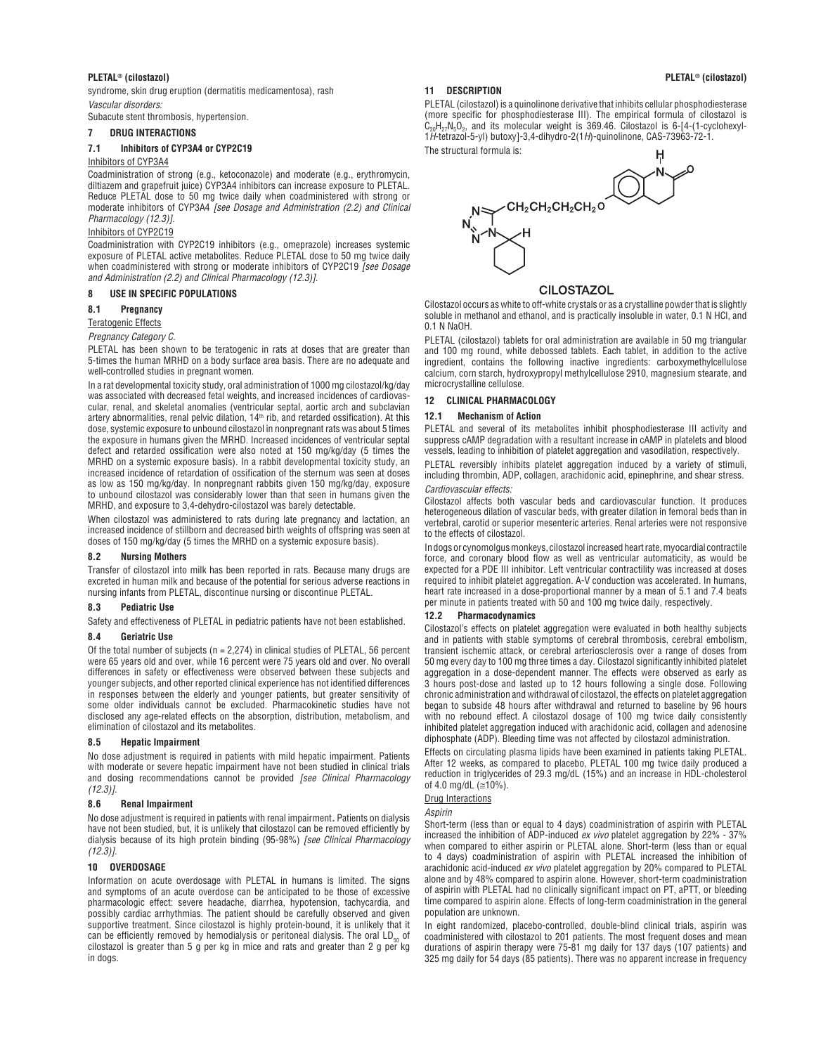syndrome, skin drug eruption (dermatitis medicamentosa), rash

*Vascular disorders:*

Subacute stent thrombosis, hypertension.

## 7 DRUG INTERACTIONS

### 7.1 Inhibitors of CYP3A4 or CYP2C19

Inhibitors of CYP3A4

Coadministration of strong (e.g., ketoconazole) and moderate (e.g., erythromycin, diltiazem and grapefruit juice) CYP3A4 inhibitors can increase exposure to PLETAL. Reduce PLETAL dose to 50 mg twice daily when coadministered with strong or moderate inhibitors of CYP3A4 *[see Dosage and Administration (2.2) and Clinical Pharmacology (12.3)]*.

Inhibitors of CYP2C19

Coadministration with CYP2C19 inhibitors (e.g., omeprazole) increases systemic exposure of PLETAL active metabolites. Reduce PLETAL dose to 50 mg twice daily when coadministered with strong or moderate inhibitors of CYP2C19 *[see Dosage and Administration (2.2) and Clinical Pharmacology (12.3)]*.

## 8 USE IN SPECIFIC POPULATIONS

### 8.1 Pregnancy

Teratogenic Effects

*Pregnancy Category C.*

PLETAL has been shown to be teratogenic in rats at doses that are greater than 5-times the human MRHD on a body surface area basis. There are no adequate and well-controlled studies in pregnant women.

In a rat developmental toxicity study, oral administration of 1000 mg cilostazol/kg/day was associated with decreased fetal weights, and increased incidences of cardiovascular, renal, and skeletal anomalies (ventricular septal, aortic arch and subclavian artery abnormalities, renal pelvic dilation, 14th rib, and retarded ossification). At this dose, systemic exposure to unbound cilostazol in nonpregnant rats was about 5 times the exposure in humans given the MRHD. Increased incidences of ventricular septal defect and retarded ossification were also noted at 150 mg/kg/day (5 times the MRHD on a systemic exposure basis). In a rabbit developmental toxicity study, an increased incidence of retardation of ossification of the sternum was seen at doses as low as 150 mg/kg/day. In nonpregnant rabbits given 150 mg/kg/day, exposure to unbound cilostazol was considerably lower than that seen in humans given the MRHD, and exposure to 3,4-dehydro-cilostazol was barely detectable.

When cilostazol was administered to rats during late pregnancy and lactation, an increased incidence of stillborn and decreased birth weights of offspring was seen at doses of 150 mg/kg/day (5 times the MRHD on a systemic exposure basis).

### 8.2 Nursing Mothers

Transfer of cilostazol into milk has been reported in rats. Because many drugs are excreted in human milk and because of the potential for serious adverse reactions in nursing infants from PLETAL, discontinue nursing or discontinue PLETAL.

### 8.3 Pediatric Use

Safety and effectiveness of PLETAL in pediatric patients have not been established.

### 8.4 Geriatric Use

Of the total number of subjects (n = 2,274) in clinical studies of PLETAL, 56 percent were 65 years old and over, while 16 percent were 75 years old and over. No overall differences in safety or effectiveness were observed between these subjects and younger subjects, and other reported clinical experience has not identified differences in responses between the elderly and younger patients, but greater sensitivity of some older individuals cannot be excluded. Pharmacokinetic studies have not disclosed any age-related effects on the absorption, distribution, metabolism, and elimination of cilostazol and its metabolites.

### 8.5 Hepatic Impairment

No dose adjustment is required in patients with mild hepatic impairment. Patients with moderate or severe hepatic impairment have not been studied in clinical trials and dosing recommendations cannot be provided *[see Clinical Pharmacology (12.3)]*.

### 8.6 Renal Impairment

No dose adjustment is required in patients with renal impairment. Patients on dialysis have not been studied, but, it is unlikely that cilostazol can be removed efficiently by dialysis because of its high protein binding (95-98%) *[see Clinical Pharmacology (12.3)]*.

## 10 OVERDOSAGE

Information on acute overdosage with PLETAL in humans is limited. The signs and symptoms of an acute overdose can be anticipated to be those of excessive pharmacologic effect: severe headache, diarrhea, hypotension, tachycardia, and possibly cardiac arrhythmias. The patient should be carefully observed and given supportive treatment. Since cilostazol is highly protein-bound, it is unlikely that it can be efficiently removed by hemodialysis or peritoneal dialysis. The oral $LD_{50}$ of cilostazol is greater than 5 g per kg in mice and rats and greater than 2 g per kg in dogs.

## 11 DESCRIPTION

PLETAL (cilostazol) is a quinolinone derivative that inhibits cellular phosphodiesterase (more specific for phosphodiesterase III). The empirical formula of cilostazol is $C_{20}H_{27}N_5O_2$, and its molecular weight is 369.46. Cilostazol is 6-[4-(1-cyclohexyl-1*H*-tetrazol-5-yl) butoxy]-3,4-dihydro-2(1*H*)-quinolinone, CAS-73963-72-1.

The structural formula is:

CILOSTAZOL

Cilostazol occurs as white to off-white crystals or as a crystalline powder that is slightly soluble in methanol and ethanol, and is practically insoluble in water, 0.1 N HCl, and 0.1 N NaOH.

PLETAL (cilostazol) tablets for oral administration are available in 50 mg triangular and 100 mg round, white debossed tablets. Each tablet, in addition to the active ingredient, contains the following inactive ingredients: carboxymethylcellulose calcium, corn starch, hydroxypropyl methylcellulose 2910, magnesium stearate, and microcrystalline cellulose.

## 12 CLINICAL PHARMACOLOGY

### 12.1 Mechanism of Action

PLETAL and several of its metabolites inhibit phosphodiesterase III activity and suppress cAMP degradation with a resultant increase in cAMP in platelets and blood vessels, leading to inhibition of platelet aggregation and vasodilation, respectively.

PLETAL reversibly inhibits platelet aggregation induced by a variety of stimuli, including thrombin, ADP, collagen, arachidonic acid, epinephrine, and shear stress.

*Cardiovascular effects:*

Cilostazol affects both vascular beds and cardiovascular function. It produces heterogeneous dilation of vascular beds, with greater dilation in femoral beds than in vertebral, carotid or superior mesenteric arteries. Renal arteries were not responsive to the effects of cilostazol.

In dogs or cynomolgus monkeys, cilostazol increased heart rate, myocardial contractile force, and coronary blood flow as well as ventricular automaticity, as would be expected for a PDE III inhibitor. Left ventricular contractility was increased at doses required to inhibit platelet aggregation. A-V conduction was accelerated. In humans, heart rate increased in a dose-proportional manner by a mean of 5.1 and 7.4 beats per minute in patients treated with 50 and 100 mg twice daily, respectively.

### 12.2 Pharmacodynamics

Cilostazol's effects on platelet aggregation were evaluated in both healthy subjects and in patients with stable symptoms of cerebral thrombosis, cerebral embolism, transient ischemic attack, or cerebral arteriosclerosis over a range of doses from 50 mg every day to 100 mg three times a day. Cilostazol significantly inhibited platelet aggregation in a dose-dependent manner. The effects were observed as early as 3 hours post-dose and lasted up to 12 hours following a single dose. Following chronic administration and withdrawal of cilostazol, the effects on platelet aggregation began to subside 48 hours after withdrawal and returned to baseline by 96 hours with no rebound effect. A cilostazol dosage of 100 mg twice daily consistently inhibited platelet aggregation induced with arachidonic acid, collagen and adenosine diphosphate (ADP). Bleeding time was not affected by cilostazol administration.

Effects on circulating plasma lipids have been examined in patients taking PLETAL. After 12 weeks, as compared to placebo, PLETAL 100 mg twice daily produced a reduction in triglycerides of 29.3 mg/dL (15%) and an increase in HDL-cholesterol of 4.0 mg/dL (≅10%).

Drug Interactions

*Aspirin*

Short-term (less than or equal to 4 days) coadministration of aspirin with PLETAL increased the inhibition of ADP-induced *ex vivo* platelet aggregation by 22% - 37% when compared to either aspirin or PLETAL alone. Short-term (less than or equal to 4 days) coadministration of aspirin with PLETAL increased the inhibition of arachidonic acid-induced *ex vivo* platelet aggregation by 20% compared to PLETAL alone and by 48% compared to aspirin alone. However, short-term coadministration of aspirin with PLETAL had no clinically significant impact on PT, aPTT, or bleeding time compared to aspirin alone. Effects of long-term coadministration in the general population are unknown.

In eight randomized, placebo-controlled, double-blind clinical trials, aspirin was coadministered with cilostazol to 201 patients. The most frequent doses and mean durations of aspirin therapy were 75-81 mg daily for 137 days (107 patients) and 325 mg daily for 54 days (85 patients). There was no apparent increase in frequency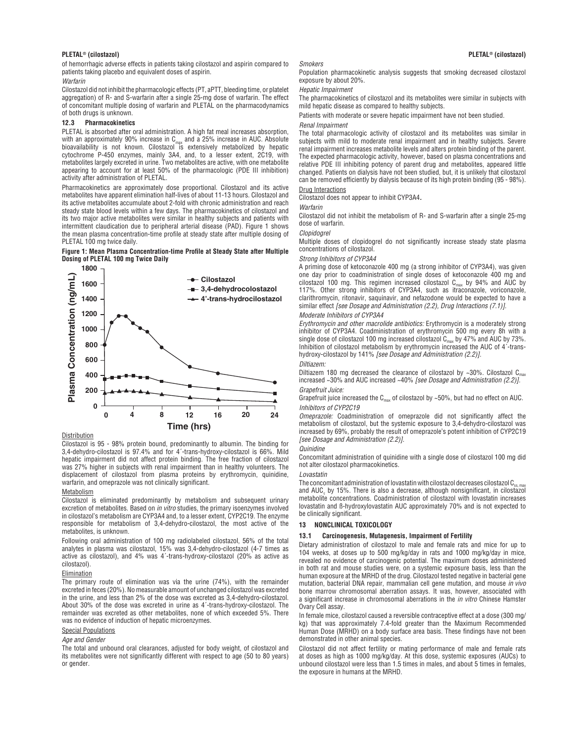of hemorrhagic adverse effects in patients taking cilostazol and aspirin compared to patients taking placebo and equivalent doses of aspirin.

*Warfarin*

Cilostazol did not inhibit the pharmacologic effects (PT, aPTT, bleeding time, or platelet aggregation) of R- and S-warfarin after a single 25-mg dose of warfarin. The effect of concomitant multiple dosing of warfarin and PLETAL on the pharmacodynamics of both drugs is unknown.

### 12.3 Pharmacokinetics

PLETAL is absorbed after oral administration. A high fat meal increases absorption, with an approximately 90% increase in $C_{max}$ and a 25% increase in AUC. Absolute bioavailability is not known. Cilostazol is extensively metabolized by hepatic cytochrome P-450 enzymes, mainly 3A4, and, to a lesser extent, 2C19, with metabolites largely excreted in urine. Two metabolites are active, with one metabolite appearing to account for at least 50% of the pharmacologic (PDE III inhibition) activity after administration of PLETAL.

Pharmacokinetics are approximately dose proportional. Cilostazol and its active metabolites have apparent elimination half-lives of about 11-13 hours. Cilostazol and its active metabolites accumulate about 2-fold with chronic administration and reach steady state blood levels within a few days. The pharmacokinetics of cilostazol and its two major active metabolites were similar in healthy subjects and patients with intermittent claudication due to peripheral arterial disease (PAD). Figure 1 shows the mean plasma concentration-time profile at steady state after multiple dosing of PLETAL 100 mg twice daily.

**Figure 1: Mean Plasma Concentration-time Profile at Steady State after Multiple Dosing of PLETAL 100 mg Twice Daily**

Distribution

Cilostazol is 95 - 98% protein bound, predominantly to albumin. The binding for 3,4-dehydro-cilostazol is 97.4% and for 4´-trans-hydroxy-cilostazol is 66%. Mild hepatic impairment did not affect protein binding. The free fraction of cilostazol was 27% higher in subjects with renal impairment than in healthy volunteers. The displacement of cilostazol from plasma proteins by erythromycin, quinidine, warfarin, and omeprazole was not clinically significant.

Metabolism

Cilostazol is eliminated predominantly by metabolism and subsequent urinary excretion of metabolites. Based on *in vitro* studies, the primary isoenzymes involved in cilostazol's metabolism are CYP3A4 and, to a lesser extent, CYP2C19. The enzyme responsible for metabolism of 3,4-dehydro-cilostazol, the most active of the metabolites, is unknown.

Following oral administration of 100 mg radiolabeled cilostazol, 56% of the total analytes in plasma was cilostazol, 15% was 3,4-dehydro-cilostazol (4-7 times as active as cilostazol), and 4% was 4´-trans-hydroxy-cilostazol (20% as active as cilostazol).

Elimination

The primary route of elimination was via the urine (74%), with the remainder excreted in feces (20%). No measurable amount of unchanged cilostazol was excreted in the urine, and less than 2% of the dose was excreted as 3,4-dehydro-cilostazol. About 30% of the dose was excreted in urine as 4´-trans-hydroxy-cilostazol. The remainder was excreted as other metabolites, none of which exceeded 5%. There was no evidence of induction of hepatic microenzymes.

Special Populations

*Age and Gender*

The total and unbound oral clearances, adjusted for body weight, of cilostazol and its metabolites were not significantly different with respect to age (50 to 80 years) or gender.

*Smokers*

Population pharmacokinetic analysis suggests that smoking decreased cilostazol exposure by about 20%.

*Hepatic Impairment*

The pharmacokinetics of cilostazol and its metabolites were similar in subjects with mild hepatic disease as compared to healthy subjects.

Patients with moderate or severe hepatic impairment have not been studied.

*Renal Impairment*

The total pharmacologic activity of cilostazol and its metabolites was similar in subjects with mild to moderate renal impairment and in healthy subjects. Severe renal impairment increases metabolite levels and alters protein binding of the parent. The expected pharmacologic activity, however, based on plasma concentrations and relative PDE III inhibiting potency of parent drug and metabolites, appeared little changed. Patients on dialysis have not been studied, but, it is unlikely that cilostazol can be removed efficiently by dialysis because of its high protein binding (95 - 98%).

Drug Interactions

Cilostazol does not appear to inhibit CYP3A4.

*Warfarin*

Cilostazol did not inhibit the metabolism of R- and S-warfarin after a single 25-mg dose of warfarin.

*Clopidogrel*

Multiple doses of clopidogrel do not significantly increase steady state plasma concentrations of cilostazol.

*Strong Inhibitors of CYP3A4*

A priming dose of ketoconazole 400 mg (a strong inhibitor of CYP3A4), was given one day prior to coadministration of single doses of ketoconazole 400 mg and cilostazol 100 mg. This regimen increased cilostazol $C_{max}$ by 94% and AUC by 117%. Other strong inhibitors of CYP3A4, such as itraconazole, voriconazole, clarithromycin, ritonavir, saquinavir, and nefazodone would be expected to have a similar effect *[see Dosage and Administration (2.2), Drug Interactions (7.1)]*.

*Moderate Inhibitors of CYP3A4*

*Erythromycin and other macrolide antibiotics:* Erythromycin is a moderately strong inhibitor of CYP3A4. Coadministration of erythromycin 500 mg every 8h with a single dose of cilostazol 100 mg increased cilostazol $C_{max}$ by 47% and AUC by 73%. Inhibition of cilostazol metabolism by erythromycin increased the AUC of 4´-trans-hydroxy-cilostazol by 141% *[see Dosage and Administration (2.2)]*.

*Diltiazem:*

Diltiazem 180 mg decreased the clearance of cilostazol by ~30%. Cilostazol $C_{max}$ increased ~30% and AUC increased ~40% *[see Dosage and Administration (2.2)]*.

*Grapefruit Juice:*

Grapefruit juice increased the $C_{max}$ of cilostazol by ~50%, but had no effect on AUC.

*Inhibitors of CYP2C19*

*Omeprazole:* Coadministration of omeprazole did not significantly affect the metabolism of cilostazol, but the systemic exposure to 3,4-dehydro-cilostazol was increased by 69%, probably the result of omeprazole's potent inhibition of CYP2C19 *[see Dosage and Administration (2.2)]*.

*Quinidine*

Concomitant administration of quinidine with a single dose of cilostazol 100 mg did not alter cilostazol pharmacokinetics.

*Lovastatin*

The concomitant administration of lovastatin with cilostazol decreases cilostazol $C_{ss,max}$ and $AUC_{\tau}$ by 15%. There is also a decrease, although nonsignificant, in cilostazol metabolite concentrations. Coadministration of cilostazol with lovastatin increases lovastatin and ß-hydroxylovastatin AUC approximately 70% and is not expected to be clinically significant.

## 13 NONCLINICAL TOXICOLOGY

### 13.1 Carcinogenesis, Mutagenesis, Impairment of Fertility

Dietary administration of cilostazol to male and female rats and mice for up to 104 weeks, at doses up to 500 mg/kg/day in rats and 1000 mg/kg/day in mice, revealed no evidence of carcinogenic potential. The maximum doses administered in both rat and mouse studies were, on a systemic exposure basis, less than the human exposure at the MRHD of the drug. Cilostazol tested negative in bacterial gene mutation, bacterial DNA repair, mammalian cell gene mutation, and mouse *in vivo* bone marrow chromosomal aberration assays. It was, however, associated with a significant increase in chromosomal aberrations in the *in vitro* Chinese Hamster Ovary Cell assay.

In female mice, cilostazol caused a reversible contraceptive effect at a dose (300 mg/kg) that was approximately 7.4-fold greater than the Maximum Recommended Human Dose (MRHD) on a body surface area basis. These findings have not been demonstrated in other animal species.

Cilostazol did not affect fertility or mating performance of male and female rats at doses as high as 1000 mg/kg/day. At this dose, systemic exposures (AUCs) to unbound cilostazol were less than 1.5 times in males, and about 5 times in females, the exposure in humans at the MRHD.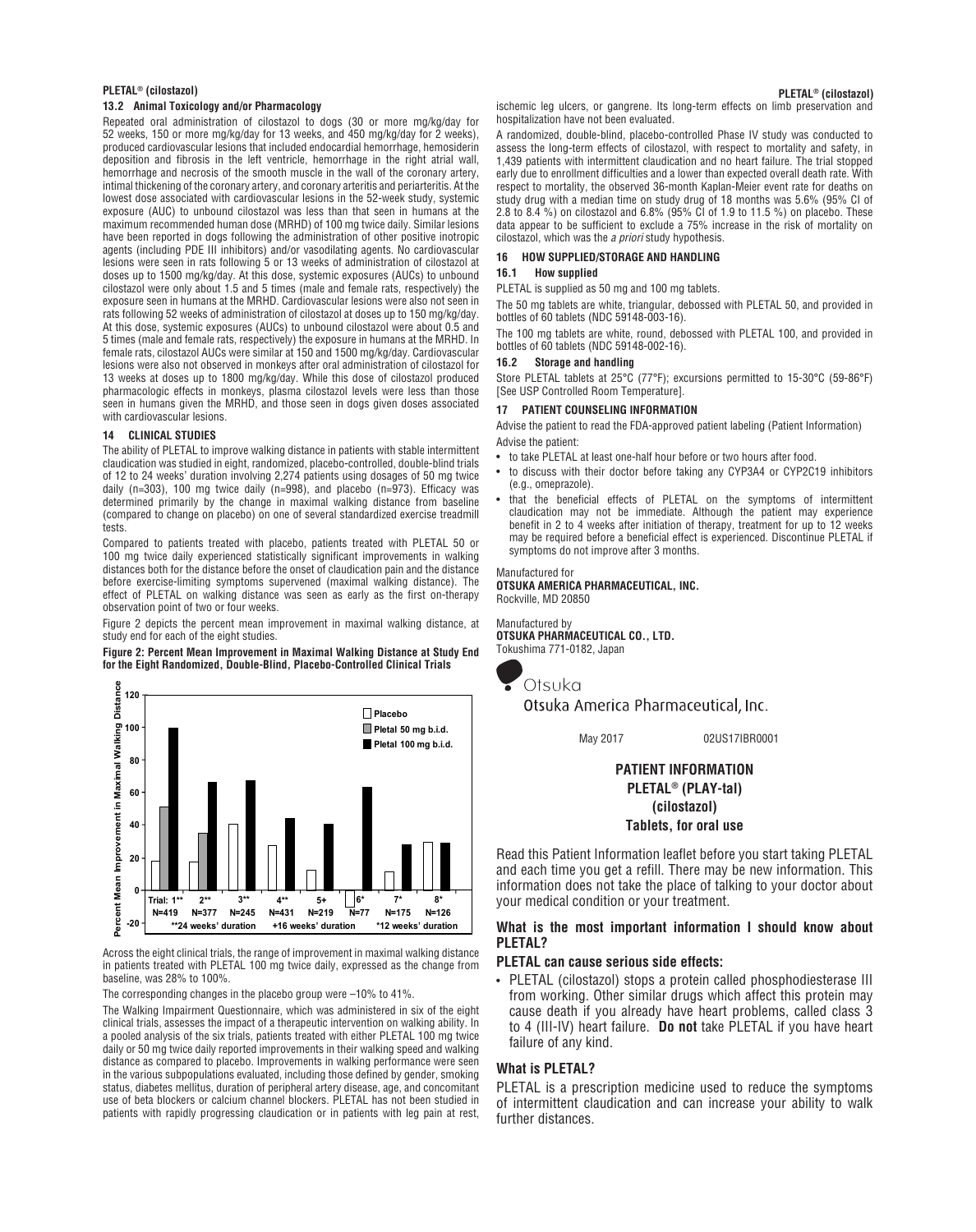### 13.2 Animal Toxicology and/or Pharmacology

Repeated oral administration of cilostazol to dogs (30 or more mg/kg/day for 52 weeks, 150 or more mg/kg/day for 13 weeks, and 450 mg/kg/day for 2 weeks), produced cardiovascular lesions that included endocardial hemorrhage, hemosiderin deposition and fibrosis in the left ventricle, hemorrhage in the right atrial wall, hemorrhage and necrosis of the smooth muscle in the wall of the coronary artery, intimal thickening of the coronary artery, and coronary arteritis and periarteritis. At the lowest dose associated with cardiovascular lesions in the 52-week study, systemic exposure (AUC) to unbound cilostazol was less than that seen in humans at the maximum recommended human dose (MRHD) of 100 mg twice daily. Similar lesions have been reported in dogs following the administration of other positive inotropic agents (including PDE III inhibitors) and/or vasodilating agents. No cardiovascular lesions were seen in rats following 5 or 13 weeks of administration of cilostazol at doses up to 1500 mg/kg/day. At this dose, systemic exposures (AUCs) to unbound cilostazol were only about 1.5 and 5 times (male and female rats, respectively) the exposure seen in humans at the MRHD. Cardiovascular lesions were also not seen in rats following 52 weeks of administration of cilostazol at doses up to 150 mg/kg/day. At this dose, systemic exposures (AUCs) to unbound cilostazol were about 0.5 and 5 times (male and female rats, respectively) the exposure in humans at the MRHD. In female rats, cilostazol AUCs were similar at 150 and 1500 mg/kg/day. Cardiovascular lesions were also not observed in monkeys after oral administration of cilostazol for 13 weeks at doses up to 1800 mg/kg/day. While this dose of cilostazol produced pharmacologic effects in monkeys, plasma cilostazol levels were less than those seen in humans given the MRHD, and those seen in dogs given doses associated with cardiovascular lesions.

## 14 CLINICAL STUDIES

The ability of PLETAL to improve walking distance in patients with stable intermittent claudication was studied in eight, randomized, placebo-controlled, double-blind trials of 12 to 24 weeks' duration involving 2,274 patients using dosages of 50 mg twice daily (n=303), 100 mg twice daily (n=998), and placebo (n=973). Efficacy was determined primarily by the change in maximal walking distance from baseline (compared to change on placebo) on one of several standardized exercise treadmill tests.

Compared to patients treated with placebo, patients treated with PLETAL 50 or 100 mg twice daily experienced statistically significant improvements in walking distances both for the distance before the onset of claudication pain and the distance before exercise-limiting symptoms supervened (maximal walking distance). The effect of PLETAL on walking distance was seen as early as the first on-therapy observation point of two or four weeks.

Figure 2 depicts the percent mean improvement in maximal walking distance, at study end for each of the eight studies.

**Figure 2: Percent Mean Improvement in Maximal Walking Distance at Study End for the Eight Randomized, Double-Blind, Placebo-Controlled Clinical Trials**

| Trial | N | Duration |
|---|---|---|
| 1** | N=419 | 24 weeks |
| 2** | N=377 | 24 weeks |
| 3** | N=245 | 24 weeks |
| 4** | N=431 | 24 weeks |
| 5+ | N=219 | 16 weeks |
| 6* | N=77 | 12 weeks |
| 7* | N=175 | 12 weeks |
| 8* | N=126 | 12 weeks |

Legend: Placebo; Pletal 50 mg b.i.d.; Pletal 100 mg b.i.d. Y-axis: Percent Mean Improvement in Maximal Walking Distance. **24 weeks' duration; +16 weeks' duration; *12 weeks' duration

Across the eight clinical trials, the range of improvement in maximal walking distance in patients treated with PLETAL 100 mg twice daily, expressed as the change from baseline, was 28% to 100%.

The corresponding changes in the placebo group were –10% to 41%.

The Walking Impairment Questionnaire, which was administered in six of the eight clinical trials, assesses the impact of a therapeutic intervention on walking ability. In a pooled analysis of the six trials, patients treated with either PLETAL 100 mg twice daily or 50 mg twice daily reported improvements in their walking speed and walking distance as compared to placebo. Improvements in walking performance were seen in the various subpopulations evaluated, including those defined by gender, smoking status, diabetes mellitus, duration of peripheral artery disease, age, and concomitant use of beta blockers or calcium channel blockers. PLETAL has not been studied in patients with rapidly progressing claudication or in patients with leg pain at rest, ischemic leg ulcers, or gangrene. Its long-term effects on limb preservation and hospitalization have not been evaluated.

A randomized, double-blind, placebo-controlled Phase IV study was conducted to assess the long-term effects of cilostazol, with respect to mortality and safety, in 1,439 patients with intermittent claudication and no heart failure. The trial stopped early due to enrollment difficulties and a lower than expected overall death rate. With respect to mortality, the observed 36-month Kaplan-Meier event rate for deaths on study drug with a median time on study drug of 18 months was 5.6% (95% CI of 2.8 to 8.4 %) on cilostazol and 6.8% (95% CI of 1.9 to 11.5 %) on placebo. These data appear to be sufficient to exclude a 75% increase in the risk of mortality on cilostazol, which was the *a priori* study hypothesis.

## 16 HOW SUPPLIED/STORAGE AND HANDLING

### 16.1 How supplied

PLETAL is supplied as 50 mg and 100 mg tablets.

The 50 mg tablets are white, triangular, debossed with PLETAL 50, and provided in bottles of 60 tablets (NDC 59148-003-16).

The 100 mg tablets are white, round, debossed with PLETAL 100, and provided in bottles of 60 tablets (NDC 59148-002-16).

### 16.2 Storage and handling

Store PLETAL tablets at 25°C (77°F); excursions permitted to 15-30°C (59-86°F) [See USP Controlled Room Temperature].

## 17 PATIENT COUNSELING INFORMATION

Advise the patient to read the FDA-approved patient labeling (Patient Information)

Advise the patient:

- to take PLETAL at least one-half hour before or two hours after food.
- to discuss with their doctor before taking any CYP3A4 or CYP2C19 inhibitors (e.g., omeprazole).
- that the beneficial effects of PLETAL on the symptoms of intermittent claudication may not be immediate. Although the patient may experience benefit in 2 to 4 weeks after initiation of therapy, treatment for up to 12 weeks may be required before a beneficial effect is experienced. Discontinue PLETAL if symptoms do not improve after 3 months.

Manufactured for
**OTSUKA AMERICA PHARMACEUTICAL, INC.**
Rockville, MD 20850

Manufactured by
**OTSUKA PHARMACEUTICAL CO., LTD.**
Tokushima 771-0182, Japan

Otsuka
Otsuka America Pharmaceutical, Inc.

May 2017 02US17IBR0001

## PATIENT INFORMATION
## PLETAL® (PLAY-tal)
## (cilostazol)
## Tablets, for oral use

Read this Patient Information leaflet before you start taking PLETAL and each time you get a refill. There may be new information. This information does not take the place of talking to your doctor about your medical condition or your treatment.

### What is the most important information I should know about PLETAL?

**PLETAL can cause serious side effects:**

- PLETAL (cilostazol) stops a protein called phosphodiesterase III from working. Other similar drugs which affect this protein may cause death if you already have heart problems, called class 3 to 4 (III-IV) heart failure. **Do not** take PLETAL if you have heart failure of any kind.

### What is PLETAL?

PLETAL is a prescription medicine used to reduce the symptoms of intermittent claudication and can increase your ability to walk further distances.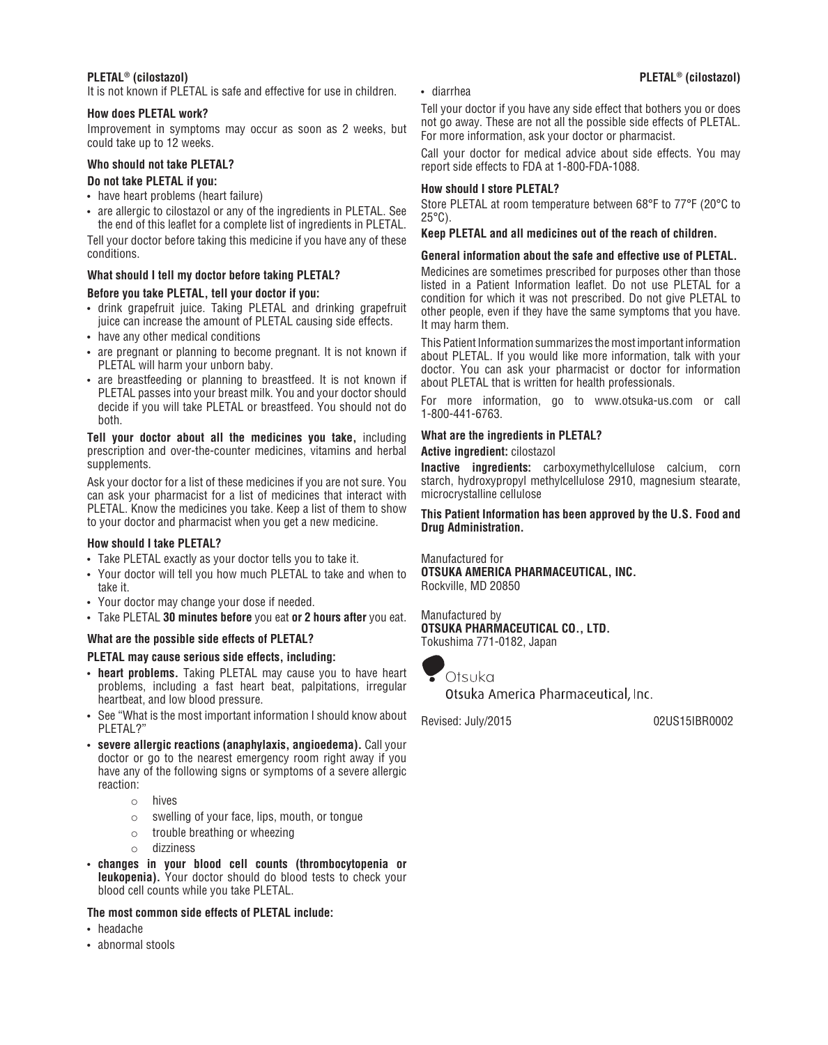It is not known if PLETAL is safe and effective for use in children.

### How does PLETAL work?

Improvement in symptoms may occur as soon as 2 weeks, but could take up to 12 weeks.

### Who should not take PLETAL?

**Do not take PLETAL if you:**

- have heart problems (heart failure)
- are allergic to cilostazol or any of the ingredients in PLETAL. See the end of this leaflet for a complete list of ingredients in PLETAL.

Tell your doctor before taking this medicine if you have any of these conditions.

### What should I tell my doctor before taking PLETAL?

**Before you take PLETAL, tell your doctor if you:**

- drink grapefruit juice. Taking PLETAL and drinking grapefruit juice can increase the amount of PLETAL causing side effects.
- have any other medical conditions
- are pregnant or planning to become pregnant. It is not known if PLETAL will harm your unborn baby.
- are breastfeeding or planning to breastfeed. It is not known if PLETAL passes into your breast milk. You and your doctor should decide if you will take PLETAL or breastfeed. You should not do both.

**Tell your doctor about all the medicines you take,** including prescription and over-the-counter medicines, vitamins and herbal supplements.

Ask your doctor for a list of these medicines if you are not sure. You can ask your pharmacist for a list of medicines that interact with PLETAL. Know the medicines you take. Keep a list of them to show to your doctor and pharmacist when you get a new medicine.

### How should I take PLETAL?

- Take PLETAL exactly as your doctor tells you to take it.
- Your doctor will tell you how much PLETAL to take and when to take it.
- Your doctor may change your dose if needed.
- Take PLETAL **30 minutes before** you eat **or 2 hours after** you eat.

### What are the possible side effects of PLETAL?

**PLETAL may cause serious side effects, including:**

- **heart problems.** Taking PLETAL may cause you to have heart problems, including a fast heart beat, palpitations, irregular heartbeat, and low blood pressure.
- See "What is the most important information I should know about PLETAL?"
- **severe allergic reactions (anaphylaxis, angioedema).** Call your doctor or go to the nearest emergency room right away if you have any of the following signs or symptoms of a severe allergic reaction:
  - hives
  - swelling of your face, lips, mouth, or tongue
  - trouble breathing or wheezing
  - dizziness
- **changes in your blood cell counts (thrombocytopenia or leukopenia).** Your doctor should do blood tests to check your blood cell counts while you take PLETAL.

**The most common side effects of PLETAL include:**

- headache
- abnormal stools
- diarrhea

Tell your doctor if you have any side effect that bothers you or does not go away. These are not all the possible side effects of PLETAL. For more information, ask your doctor or pharmacist.

Call your doctor for medical advice about side effects. You may report side effects to FDA at 1-800-FDA-1088.

### How should I store PLETAL?

Store PLETAL at room temperature between 68°F to 77°F (20°C to 25°C).

**Keep PLETAL and all medicines out of the reach of children.**

### General information about the safe and effective use of PLETAL.

Medicines are sometimes prescribed for purposes other than those listed in a Patient Information leaflet. Do not use PLETAL for a condition for which it was not prescribed. Do not give PLETAL to other people, even if they have the same symptoms that you have. It may harm them.

This Patient Information summarizes the most important information about PLETAL. If you would like more information, talk with your doctor. You can ask your pharmacist or doctor for information about PLETAL that is written for health professionals.

For more information, go to www.otsuka-us.com or call 1-800-441-6763.

### What are the ingredients in PLETAL?

**Active ingredient:** cilostazol

**Inactive ingredients:** carboxymethylcellulose calcium, corn starch, hydroxypropyl methylcellulose 2910, magnesium stearate, microcrystalline cellulose

**This Patient Information has been approved by the U.S. Food and Drug Administration.**

Manufactured for
**OTSUKA AMERICA PHARMACEUTICAL, INC.**
Rockville, MD 20850

Manufactured by
**OTSUKA PHARMACEUTICAL CO., LTD.**
Tokushima 771-0182, Japan

Otsuka
Otsuka America Pharmaceutical, Inc.

Revised: July/2015 02US15IBR0002